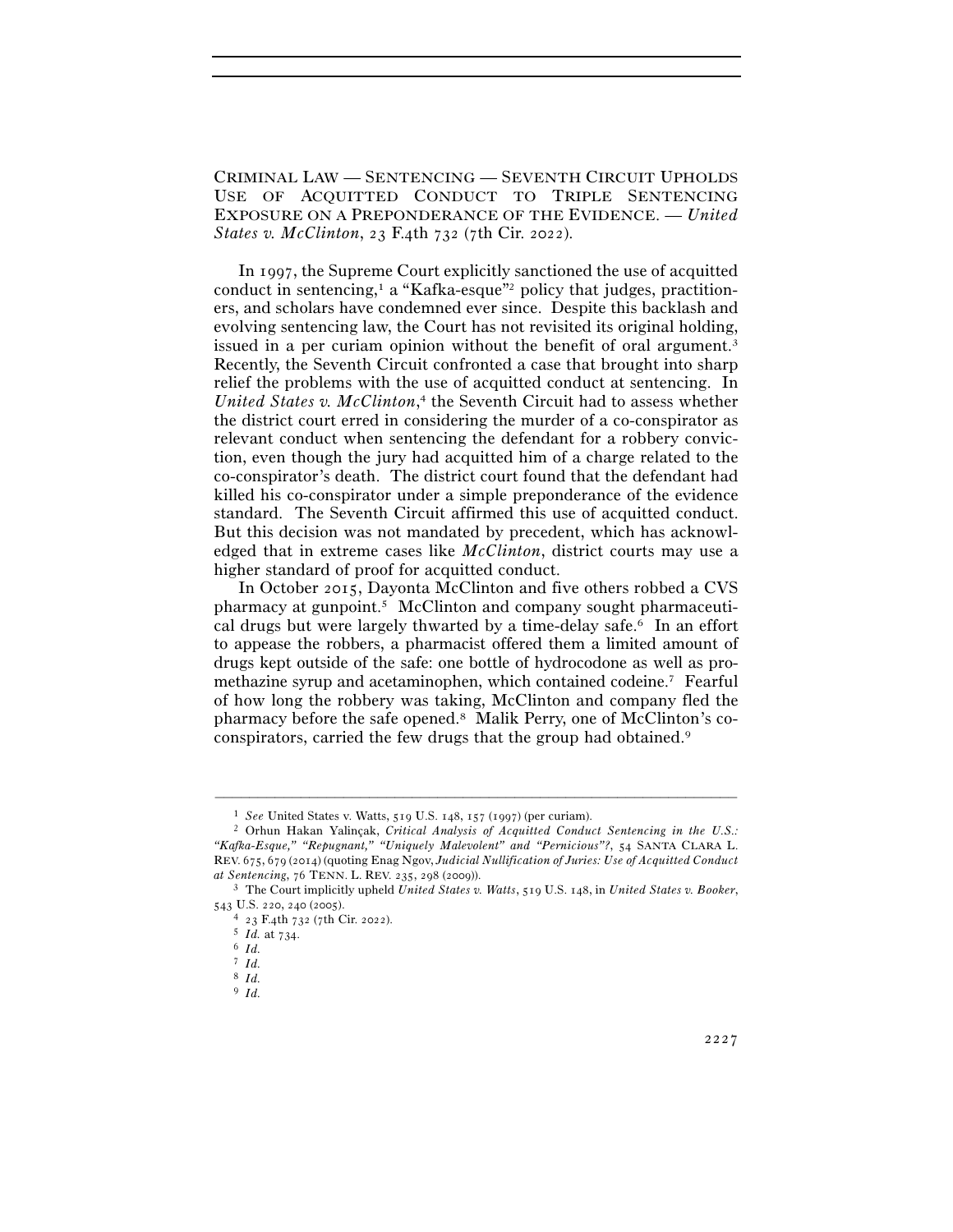CRIMINAL LAW — SENTENCING — SEVENTH CIRCUIT UPHOLDS USE OF ACQUITTED CONDUCT TO TRIPLE SENTENCING EXPOSURE ON A PREPONDERANCE OF THE EVIDENCE. — *United States v. McClinton*, 23 F.4th 732 (7th Cir. 2022).

In 1997, the Supreme Court explicitly sanctioned the use of acquitted conduct in sentencing,[1] a "Kafka-esque"[2] policy that judges, practitioners, and scholars have condemned ever since. Despite this backlash and evolving sentencing law, the Court has not revisited its original holding, issued in a per curiam opinion without the benefit of oral argument.[3] Recently, the Seventh Circuit confronted a case that brought into sharp relief the problems with the use of acquitted conduct at sentencing. In *United States v. McClinton*,[4] the Seventh Circuit had to assess whether the district court erred in considering the murder of a co-conspirator as relevant conduct when sentencing the defendant for a robbery conviction, even though the jury had acquitted him of a charge related to the co-conspirator's death. The district court found that the defendant had killed his co-conspirator under a simple preponderance of the evidence standard. The Seventh Circuit affirmed this use of acquitted conduct. But this decision was not mandated by precedent, which has acknowledged that in extreme cases like *McClinton*, district courts may use a higher standard of proof for acquitted conduct.

In October 2015, Dayonta McClinton and five others robbed a CVS pharmacy at gunpoint.[5] McClinton and company sought pharmaceutical drugs but were largely thwarted by a time-delay safe.[6] In an effort to appease the robbers, a pharmacist offered them a limited amount of drugs kept outside of the safe: one bottle of hydrocodone as well as promethazine syrup and acetaminophen, which contained codeine.[7] Fearful of how long the robbery was taking, McClinton and company fled the pharmacy before the safe opened.[8] Malik Perry, one of McClinton's co-conspirators, carried the few drugs that the group had obtained.[9]

---

[1] *See* United States v. Watts, 519 U.S. 148, 157 (1997) (per curiam).

[2] Orhun Hakan Yalinçak, *Critical Analysis of Acquitted Conduct Sentencing in the U.S.: "Kafka-Esque," "Repugnant," "Uniquely Malevolent" and "Pernicious"?*, 54 SANTA CLARA L. REV. 675, 679 (2014) (quoting Enag Ngov, *Judicial Nullification of Juries: Use of Acquitted Conduct at Sentencing*, 76 TENN. L. REV. 235, 298 (2009)).

[3] The Court implicitly upheld *United States v. Watts*, 519 U.S. 148, in *United States v. Booker*, 543 U.S. 220, 240 (2005).

[4] 23 F.4th 732 (7th Cir. 2022).

[5] *Id.* at 734.

[6] *Id.*

[7] *Id.*

[8] *Id.*

[9] *Id.*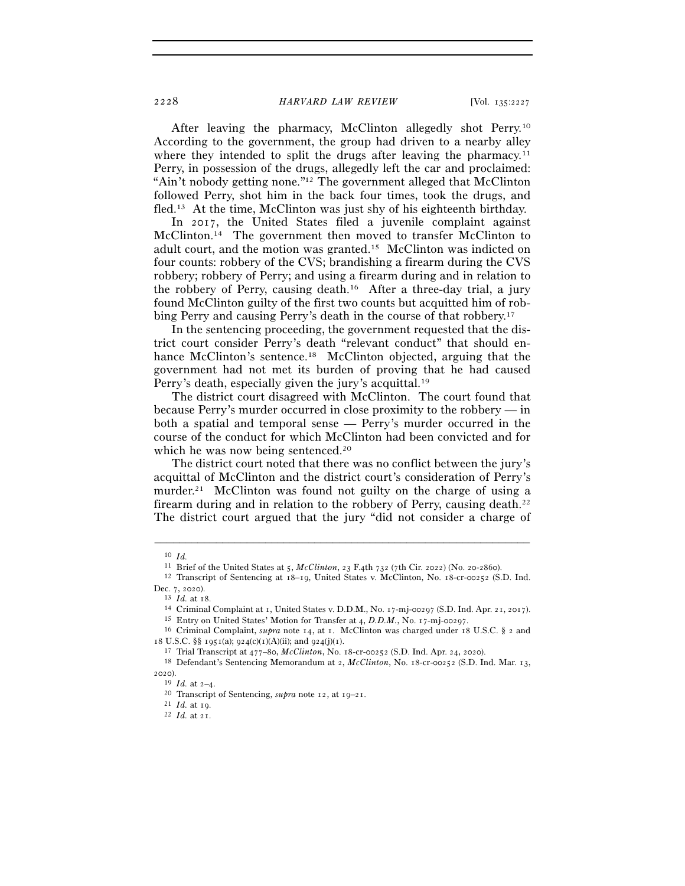After leaving the pharmacy, McClinton allegedly shot Perry.[10] According to the government, the group had driven to a nearby alley where they intended to split the drugs after leaving the pharmacy.[11] Perry, in possession of the drugs, allegedly left the car and proclaimed: "Ain't nobody getting none."[12] The government alleged that McClinton followed Perry, shot him in the back four times, took the drugs, and fled.[13] At the time, McClinton was just shy of his eighteenth birthday.

In 2017, the United States filed a juvenile complaint against McClinton.[14] The government then moved to transfer McClinton to adult court, and the motion was granted.[15] McClinton was indicted on four counts: robbery of the CVS; brandishing a firearm during the CVS robbery; robbery of Perry; and using a firearm during and in relation to the robbery of Perry, causing death.[16] After a three-day trial, a jury found McClinton guilty of the first two counts but acquitted him of robbing Perry and causing Perry's death in the course of that robbery.[17]

In the sentencing proceeding, the government requested that the district court consider Perry's death "relevant conduct" that should enhance McClinton's sentence.[18] McClinton objected, arguing that the government had not met its burden of proving that he had caused Perry's death, especially given the jury's acquittal.[19]

The district court disagreed with McClinton. The court found that because Perry's murder occurred in close proximity to the robbery — in both a spatial and temporal sense — Perry's murder occurred in the course of the conduct for which McClinton had been convicted and for which he was now being sentenced.[20]

The district court noted that there was no conflict between the jury's acquittal of McClinton and the district court's consideration of Perry's murder.[21] McClinton was found not guilty on the charge of using a firearm during and in relation to the robbery of Perry, causing death.[22] The district court argued that the jury "did not consider a charge of

---

[10] *Id.*

[11] Brief of the United States at 5, *McClinton*, 23 F.4th 732 (7th Cir. 2022) (No. 20-2860).

[12] Transcript of Sentencing at 18–19, United States v. McClinton, No. 18-cr-00252 (S.D. Ind. Dec. 7, 2020).

[13] *Id.* at 18.

[14] Criminal Complaint at 1, United States v. D.D.M., No. 17-mj-00297 (S.D. Ind. Apr. 21, 2017).

[15] Entry on United States' Motion for Transfer at 4, *D.D.M.*, No. 17-mj-00297.

[16] Criminal Complaint, *supra* note 14, at 1. McClinton was charged under 18 U.S.C. § 2 and 18 U.S.C. §§ 1951(a); 924(c)(1)(A)(ii); and 924(j)(1).

[17] Trial Transcript at 477–80, *McClinton*, No. 18-cr-00252 (S.D. Ind. Apr. 24, 2020).

[18] Defendant's Sentencing Memorandum at 2, *McClinton*, No. 18-cr-00252 (S.D. Ind. Mar. 13, 2020).

[19] *Id.* at 2–4.

[20] Transcript of Sentencing, *supra* note 12, at 19–21.

[21] *Id.* at 19.

[22] *Id.* at 21.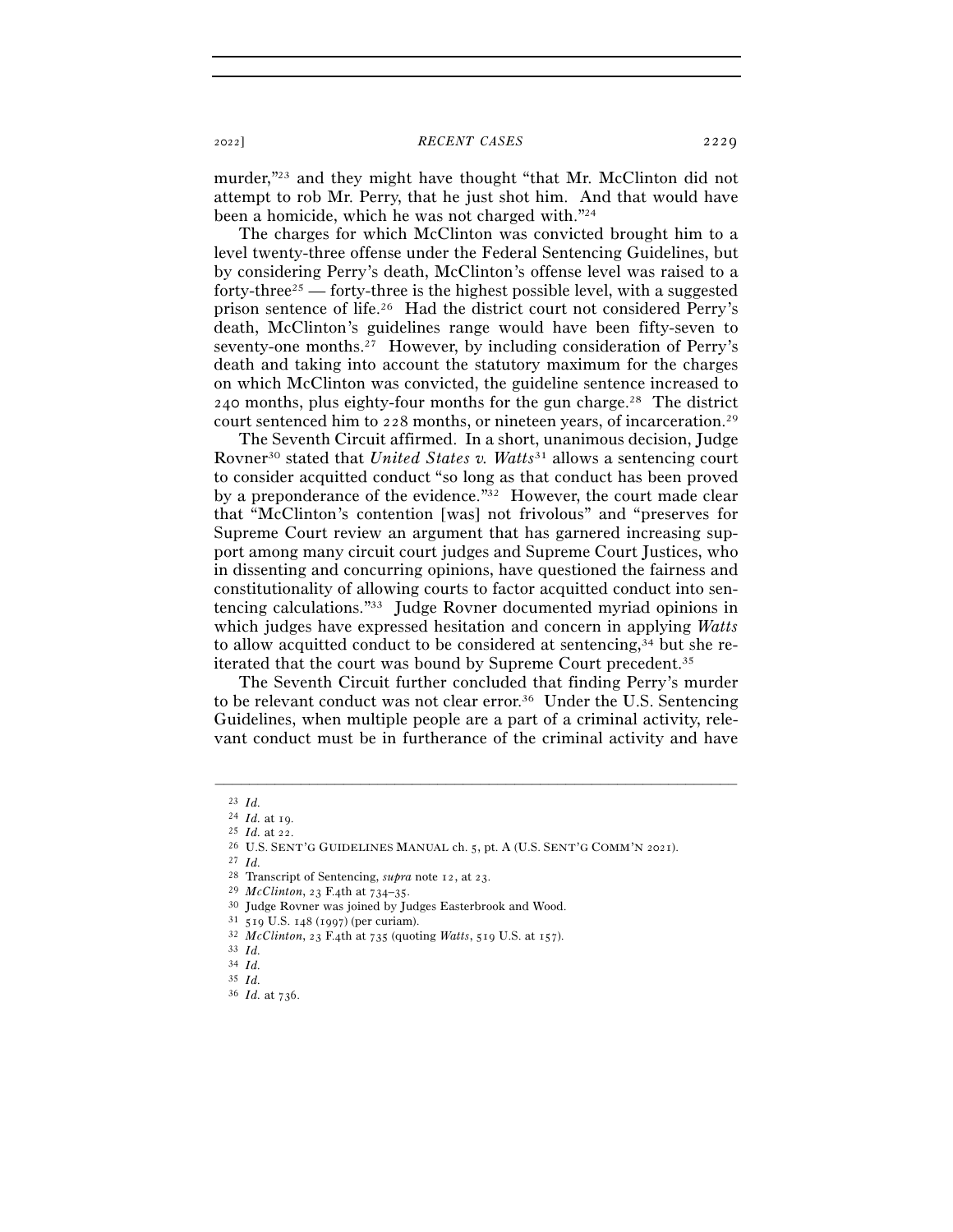murder,"[23] and they might have thought "that Mr. McClinton did not attempt to rob Mr. Perry, that he just shot him. And that would have been a homicide, which he was not charged with."[24]

The charges for which McClinton was convicted brought him to a level twenty-three offense under the Federal Sentencing Guidelines, but by considering Perry's death, McClinton's offense level was raised to a forty-three[25] — forty-three is the highest possible level, with a suggested prison sentence of life.[26] Had the district court not considered Perry's death, McClinton's guidelines range would have been fifty-seven to seventy-one months.[27] However, by including consideration of Perry's death and taking into account the statutory maximum for the charges on which McClinton was convicted, the guideline sentence increased to 240 months, plus eighty-four months for the gun charge.[28] The district court sentenced him to 228 months, or nineteen years, of incarceration.[29]

The Seventh Circuit affirmed. In a short, unanimous decision, Judge Rovner[30] stated that *United States v. Watts*[31] allows a sentencing court to consider acquitted conduct "so long as that conduct has been proved by a preponderance of the evidence."[32] However, the court made clear that "McClinton's contention [was] not frivolous" and "preserves for Supreme Court review an argument that has garnered increasing support among many circuit court judges and Supreme Court Justices, who in dissenting and concurring opinions, have questioned the fairness and constitutionality of allowing courts to factor acquitted conduct into sentencing calculations."[33] Judge Rovner documented myriad opinions in which judges have expressed hesitation and concern in applying *Watts* to allow acquitted conduct to be considered at sentencing,[34] but she reiterated that the court was bound by Supreme Court precedent.[35]

The Seventh Circuit further concluded that finding Perry's murder to be relevant conduct was not clear error.[36] Under the U.S. Sentencing Guidelines, when multiple people are a part of a criminal activity, relevant conduct must be in furtherance of the criminal activity and have

---

[23] *Id.*

[24] *Id.* at 19.

[25] *Id.* at 22.

[26] U.S. SENT'G GUIDELINES MANUAL ch. 5, pt. A (U.S. SENT'G COMM'N 2021).

[27] *Id.*

[28] Transcript of Sentencing, *supra* note 12, at 23.

[29] *McClinton*, 23 F.4th at 734–35.

[30] Judge Rovner was joined by Judges Easterbrook and Wood.

[31] 519 U.S. 148 (1997) (per curiam).

[32] *McClinton*, 23 F.4th at 735 (quoting *Watts*, 519 U.S. at 157).

[33] *Id.*

[34] *Id.*

[35] *Id.*

[36] *Id.* at 736.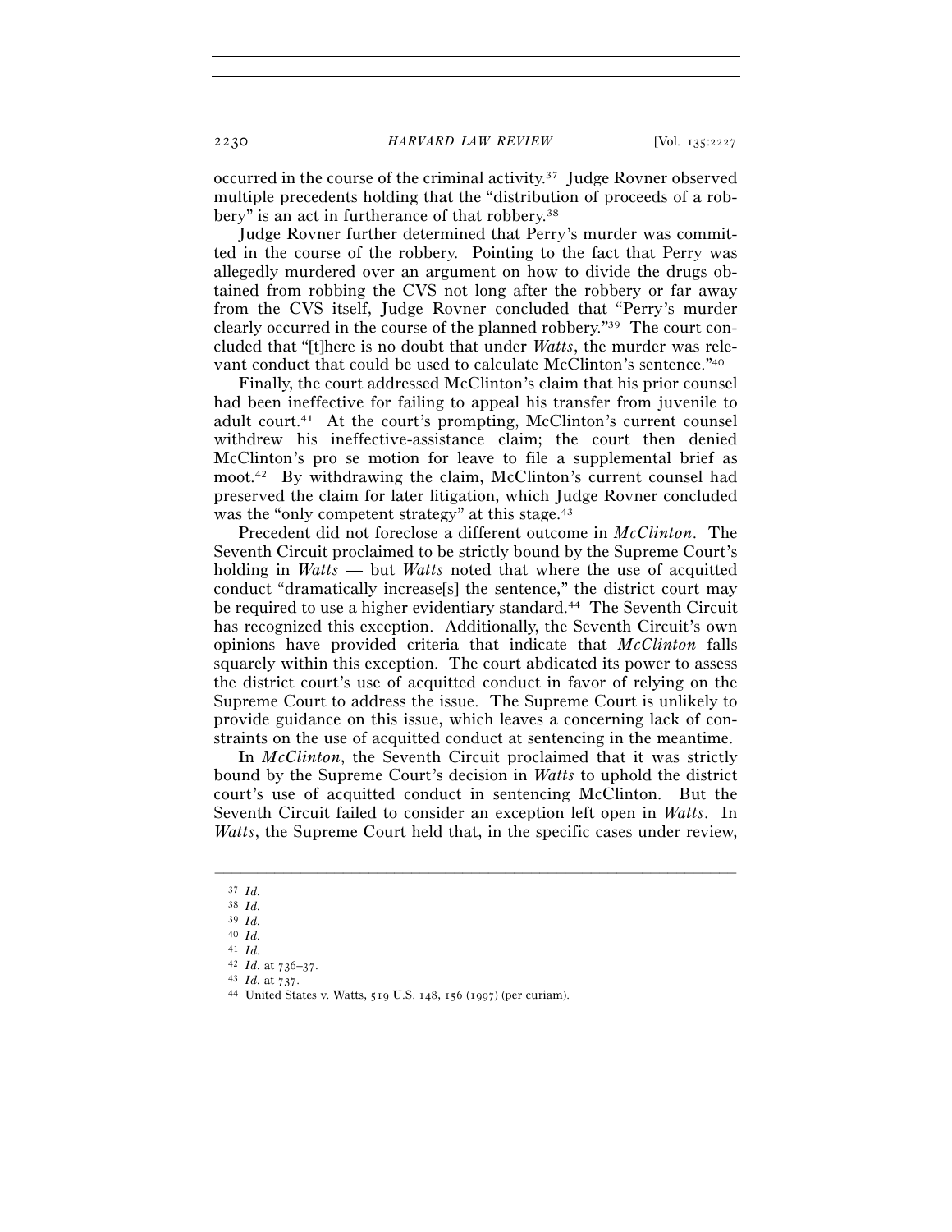occurred in the course of the criminal activity.[37] Judge Rovner observed multiple precedents holding that the "distribution of proceeds of a robbery" is an act in furtherance of that robbery.[38]

Judge Rovner further determined that Perry's murder was committed in the course of the robbery. Pointing to the fact that Perry was allegedly murdered over an argument on how to divide the drugs obtained from robbing the CVS not long after the robbery or far away from the CVS itself, Judge Rovner concluded that "Perry's murder clearly occurred in the course of the planned robbery."[39] The court concluded that "[t]here is no doubt that under *Watts*, the murder was relevant conduct that could be used to calculate McClinton's sentence."[40]

Finally, the court addressed McClinton's claim that his prior counsel had been ineffective for failing to appeal his transfer from juvenile to adult court.[41] At the court's prompting, McClinton's current counsel withdrew his ineffective-assistance claim; the court then denied McClinton's pro se motion for leave to file a supplemental brief as moot.[42] By withdrawing the claim, McClinton's current counsel had preserved the claim for later litigation, which Judge Rovner concluded was the "only competent strategy" at this stage.[43]

Precedent did not foreclose a different outcome in *McClinton*. The Seventh Circuit proclaimed to be strictly bound by the Supreme Court's holding in *Watts* — but *Watts* noted that where the use of acquitted conduct "dramatically increase[s] the sentence," the district court may be required to use a higher evidentiary standard.[44] The Seventh Circuit has recognized this exception. Additionally, the Seventh Circuit's own opinions have provided criteria that indicate that *McClinton* falls squarely within this exception. The court abdicated its power to assess the district court's use of acquitted conduct in favor of relying on the Supreme Court to address the issue. The Supreme Court is unlikely to provide guidance on this issue, which leaves a concerning lack of constraints on the use of acquitted conduct at sentencing in the meantime.

In *McClinton*, the Seventh Circuit proclaimed that it was strictly bound by the Supreme Court's decision in *Watts* to uphold the district court's use of acquitted conduct in sentencing McClinton. But the Seventh Circuit failed to consider an exception left open in *Watts*. In *Watts*, the Supreme Court held that, in the specific cases under review,

---

[37] *Id.*
[38] *Id.*
[39] *Id.*
[40] *Id.*
[41] *Id.*
[42] *Id.* at 736–37.
[43] *Id.* at 737.
[44] United States v. Watts, 519 U.S. 148, 156 (1997) (per curiam).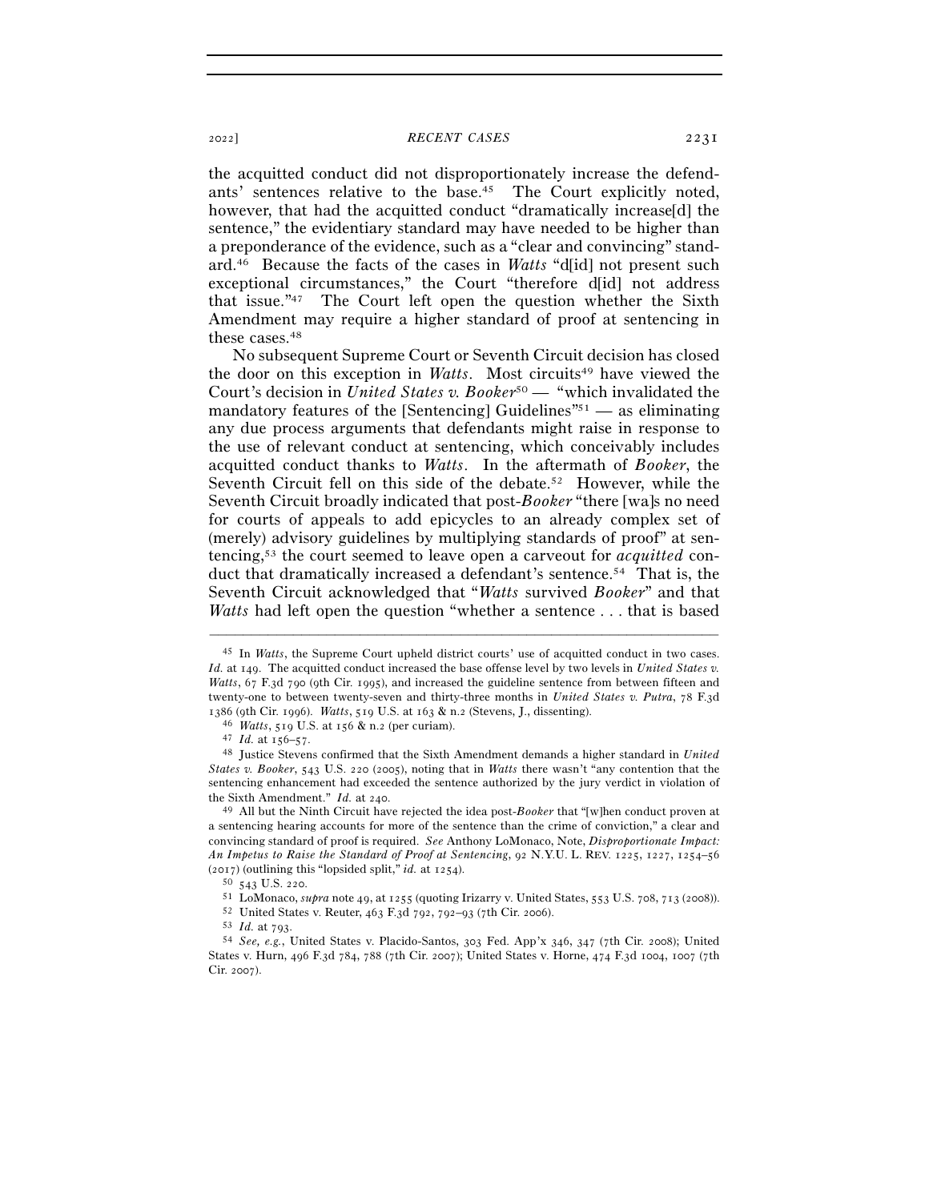the acquitted conduct did not disproportionately increase the defendants' sentences relative to the base.[45] The Court explicitly noted, however, that had the acquitted conduct "dramatically increase[d] the sentence," the evidentiary standard may have needed to be higher than a preponderance of the evidence, such as a "clear and convincing" standard.[46] Because the facts of the cases in *Watts* "d[id] not present such exceptional circumstances," the Court "therefore d[id] not address that issue."[47] The Court left open the question whether the Sixth Amendment may require a higher standard of proof at sentencing in these cases.[48]

No subsequent Supreme Court or Seventh Circuit decision has closed the door on this exception in *Watts*. Most circuits[49] have viewed the Court's decision in *United States v. Booker*[50] — "which invalidated the mandatory features of the [Sentencing] Guidelines"[51] — as eliminating any due process arguments that defendants might raise in response to the use of relevant conduct at sentencing, which conceivably includes acquitted conduct thanks to *Watts*. In the aftermath of *Booker*, the Seventh Circuit fell on this side of the debate.[52] However, while the Seventh Circuit broadly indicated that post-*Booker* "there [wa]s no need for courts of appeals to add epicycles to an already complex set of (merely) advisory guidelines by multiplying standards of proof" at sentencing,[53] the court seemed to leave open a carveout for *acquitted* conduct that dramatically increased a defendant's sentence.[54] That is, the Seventh Circuit acknowledged that "*Watts* survived *Booker*" and that *Watts* had left open the question "whether a sentence . . . that is based

---

[45] In *Watts*, the Supreme Court upheld district courts' use of acquitted conduct in two cases. *Id.* at 149. The acquitted conduct increased the base offense level by two levels in *United States v. Watts*, 67 F.3d 790 (9th Cir. 1995), and increased the guideline sentence from between fifteen and twenty-one to between twenty-seven and thirty-three months in *United States v. Putra*, 78 F.3d 1386 (9th Cir. 1996). *Watts*, 519 U.S. at 163 & n.2 (Stevens, J., dissenting).

[46] *Watts*, 519 U.S. at 156 & n.2 (per curiam).

[47] *Id.* at 156–57.

[48] Justice Stevens confirmed that the Sixth Amendment demands a higher standard in *United States v. Booker*, 543 U.S. 220 (2005), noting that in *Watts* there wasn't "any contention that the sentencing enhancement had exceeded the sentence authorized by the jury verdict in violation of the Sixth Amendment." *Id.* at 240.

[49] All but the Ninth Circuit have rejected the idea post-*Booker* that "[w]hen conduct proven at a sentencing hearing accounts for more of the sentence than the crime of conviction," a clear and convincing standard of proof is required. *See* Anthony LoMonaco, Note, *Disproportionate Impact: An Impetus to Raise the Standard of Proof at Sentencing*, 92 N.Y.U. L. REV. 1225, 1227, 1254–56 (2017) (outlining this "lopsided split," *id.* at 1254).

[50] 543 U.S. 220.

[51] LoMonaco, *supra* note 49, at 1255 (quoting Irizarry v. United States, 553 U.S. 708, 713 (2008)).

[52] United States v. Reuter, 463 F.3d 792, 792–93 (7th Cir. 2006).

[53] *Id.* at 793.

[54] *See, e.g.*, United States v. Placido-Santos, 303 Fed. App'x 346, 347 (7th Cir. 2008); United States v. Hurn, 496 F.3d 784, 788 (7th Cir. 2007); United States v. Horne, 474 F.3d 1004, 1007 (7th Cir. 2007).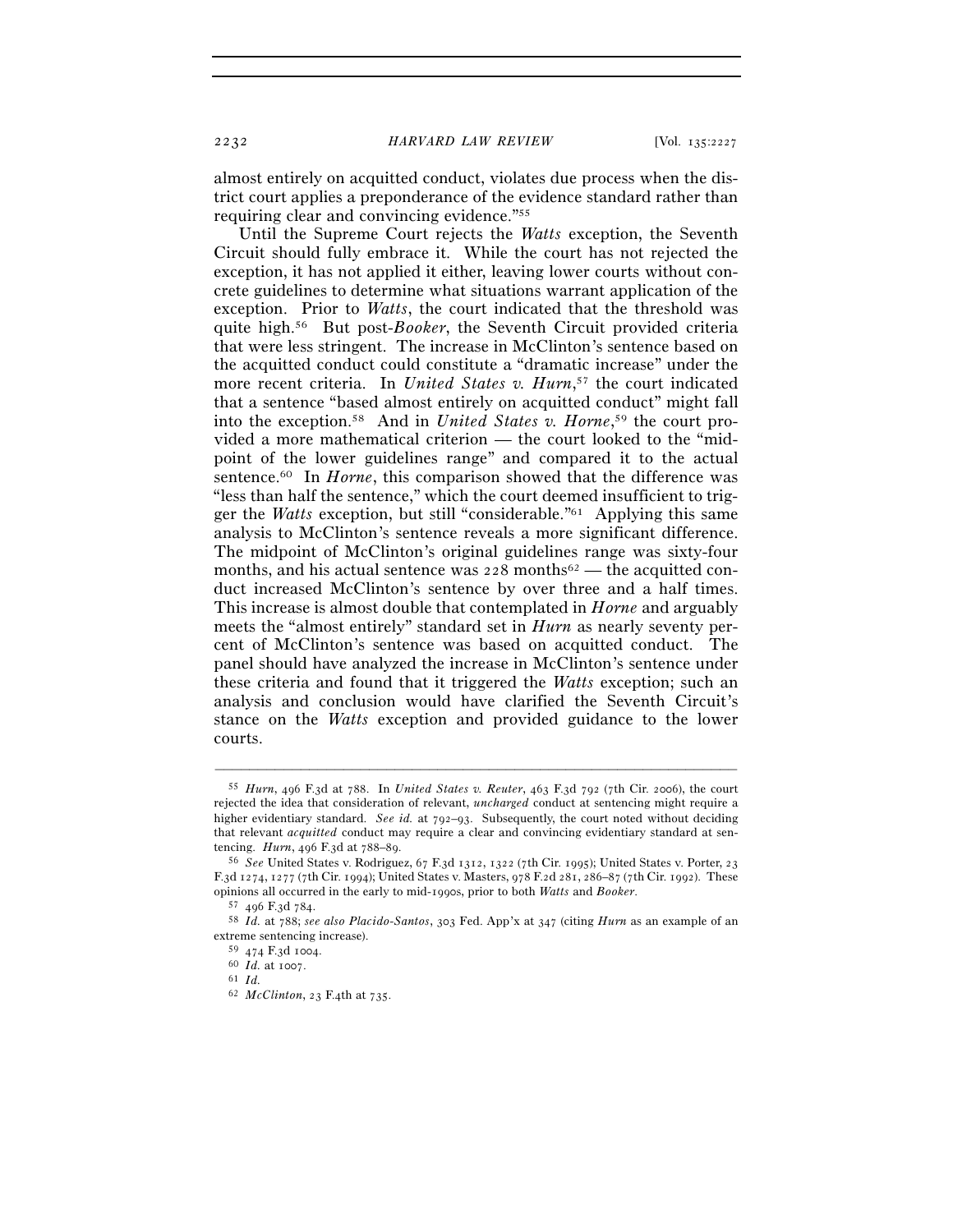almost entirely on acquitted conduct, violates due process when the district court applies a preponderance of the evidence standard rather than requiring clear and convincing evidence."[55]

Until the Supreme Court rejects the *Watts* exception, the Seventh Circuit should fully embrace it. While the court has not rejected the exception, it has not applied it either, leaving lower courts without concrete guidelines to determine what situations warrant application of the exception. Prior to *Watts*, the court indicated that the threshold was quite high.[56] But post-*Booker*, the Seventh Circuit provided criteria that were less stringent. The increase in McClinton's sentence based on the acquitted conduct could constitute a "dramatic increase" under the more recent criteria. In *United States v. Hurn*,[57] the court indicated that a sentence "based almost entirely on acquitted conduct" might fall into the exception.[58] And in *United States v. Horne*,[59] the court provided a more mathematical criterion — the court looked to the "midpoint of the lower guidelines range" and compared it to the actual sentence.[60] In *Horne*, this comparison showed that the difference was "less than half the sentence," which the court deemed insufficient to trigger the *Watts* exception, but still "considerable."[61] Applying this same analysis to McClinton's sentence reveals a more significant difference. The midpoint of McClinton's original guidelines range was sixty-four months, and his actual sentence was 228 months[62] — the acquitted conduct increased McClinton's sentence by over three and a half times. This increase is almost double that contemplated in *Horne* and arguably meets the "almost entirely" standard set in *Hurn* as nearly seventy percent of McClinton's sentence was based on acquitted conduct. The panel should have analyzed the increase in McClinton's sentence under these criteria and found that it triggered the *Watts* exception; such an analysis and conclusion would have clarified the Seventh Circuit's stance on the *Watts* exception and provided guidance to the lower courts.

---

[55] *Hurn*, 496 F.3d at 788. In *United States v. Reuter*, 463 F.3d 792 (7th Cir. 2006), the court rejected the idea that consideration of relevant, *uncharged* conduct at sentencing might require a higher evidentiary standard. *See id.* at 792–93. Subsequently, the court noted without deciding that relevant *acquitted* conduct may require a clear and convincing evidentiary standard at sentencing. *Hurn*, 496 F.3d at 788–89.

[56] *See* United States v. Rodriguez, 67 F.3d 1312, 1322 (7th Cir. 1995); United States v. Porter, 23 F.3d 1274, 1277 (7th Cir. 1994); United States v. Masters, 978 F.2d 281, 286–87 (7th Cir. 1992). These opinions all occurred in the early to mid-1990s, prior to both *Watts* and *Booker*.

[57] 496 F.3d 784.

[58] *Id.* at 788; *see also Placido-Santos*, 303 Fed. App'x at 347 (citing *Hurn* as an example of an extreme sentencing increase).

[59] 474 F.3d 1004.

[60] *Id.* at 1007.

[61] *Id.*

[62] *McClinton*, 23 F.4th at 735.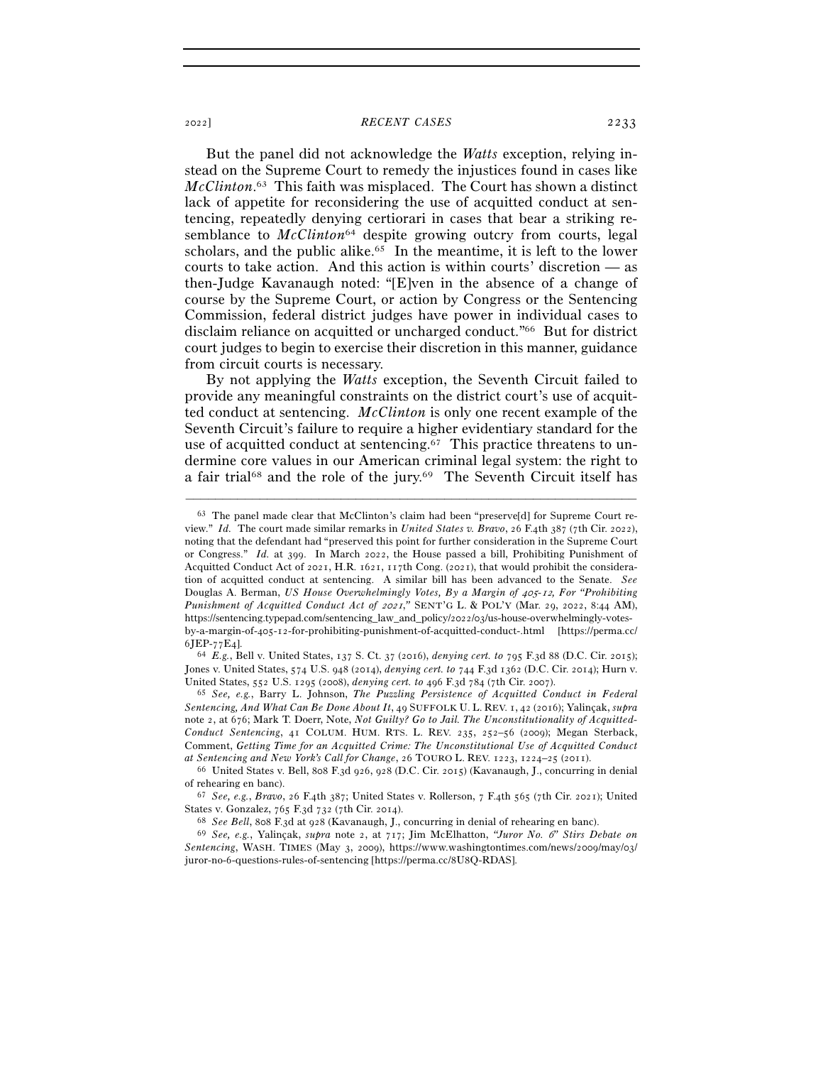But the panel did not acknowledge the *Watts* exception, relying instead on the Supreme Court to remedy the injustices found in cases like *McClinton*.[63] This faith was misplaced. The Court has shown a distinct lack of appetite for reconsidering the use of acquitted conduct at sentencing, repeatedly denying certiorari in cases that bear a striking resemblance to *McClinton*[64] despite growing outcry from courts, legal scholars, and the public alike.[65] In the meantime, it is left to the lower courts to take action. And this action is within courts' discretion — as then-Judge Kavanaugh noted: "[E]ven in the absence of a change of course by the Supreme Court, or action by Congress or the Sentencing Commission, federal district judges have power in individual cases to disclaim reliance on acquitted or uncharged conduct."[66] But for district court judges to begin to exercise their discretion in this manner, guidance from circuit courts is necessary.

By not applying the *Watts* exception, the Seventh Circuit failed to provide any meaningful constraints on the district court's use of acquitted conduct at sentencing. *McClinton* is only one recent example of the Seventh Circuit's failure to require a higher evidentiary standard for the use of acquitted conduct at sentencing.[67] This practice threatens to undermine core values in our American criminal legal system: the right to a fair trial[68] and the role of the jury.[69] The Seventh Circuit itself has

---

[63] The panel made clear that McClinton's claim had been "preserve[d] for Supreme Court review." *Id.* The court made similar remarks in *United States v. Bravo*, 26 F.4th 387 (7th Cir. 2022), noting that the defendant had "preserved this point for further consideration in the Supreme Court or Congress." *Id.* at 399. In March 2022, the House passed a bill, Prohibiting Punishment of Acquitted Conduct Act of 2021, H.R. 1621, 117th Cong. (2021), that would prohibit the consideration of acquitted conduct at sentencing. A similar bill has been advanced to the Senate. *See* Douglas A. Berman, *US House Overwhelmingly Votes, By a Margin of 405-12, For "Prohibiting Punishment of Acquitted Conduct Act of 2021,"* SENT'G L. & POL'Y (Mar. 29, 2022, 8:44 AM), https://sentencing.typepad.com/sentencing_law_and_policy/2022/03/us-house-overwhelmingly-votes-by-a-margin-of-405-12-for-prohibiting-punishment-of-acquitted-conduct-.html [https://perma.cc/6JEP-77E4].

[64] *E.g.*, Bell v. United States, 137 S. Ct. 37 (2016), *denying cert. to* 795 F.3d 88 (D.C. Cir. 2015); Jones v. United States, 574 U.S. 948 (2014), *denying cert. to* 744 F.3d 1362 (D.C. Cir. 2014); Hurn v. United States, 552 U.S. 1295 (2008), *denying cert. to* 496 F.3d 784 (7th Cir. 2007).

[65] *See, e.g.*, Barry L. Johnson, *The Puzzling Persistence of Acquitted Conduct in Federal Sentencing, And What Can Be Done About It*, 49 SUFFOLK U. L. REV. 1, 42 (2016); Yalinçak, *supra* note 2, at 676; Mark T. Doerr, Note, *Not Guilty? Go to Jail. The Unconstitutionality of Acquitted-Conduct Sentencing*, 41 COLUM. HUM. RTS. L. REV. 235, 252–56 (2009); Megan Sterback, Comment, *Getting Time for an Acquitted Crime: The Unconstitutional Use of Acquitted Conduct at Sentencing and New York's Call for Change*, 26 TOURO L. REV. 1223, 1224–25 (2011).

[66] United States v. Bell, 808 F.3d 926, 928 (D.C. Cir. 2015) (Kavanaugh, J., concurring in denial of rehearing en banc).

[67] *See, e.g.*, *Bravo*, 26 F.4th 387; United States v. Rollerson, 7 F.4th 565 (7th Cir. 2021); United States v. Gonzalez, 765 F.3d 732 (7th Cir. 2014).

[68] *See Bell*, 808 F.3d at 928 (Kavanaugh, J., concurring in denial of rehearing en banc).

[69] *See, e.g.*, Yalinçak, *supra* note 2, at 717; Jim McElhatton, *"Juror No. 6" Stirs Debate on Sentencing*, WASH. TIMES (May 3, 2009), https://www.washingtontimes.com/news/2009/may/03/juror-no-6-questions-rules-of-sentencing [https://perma.cc/8U8Q-RDAS].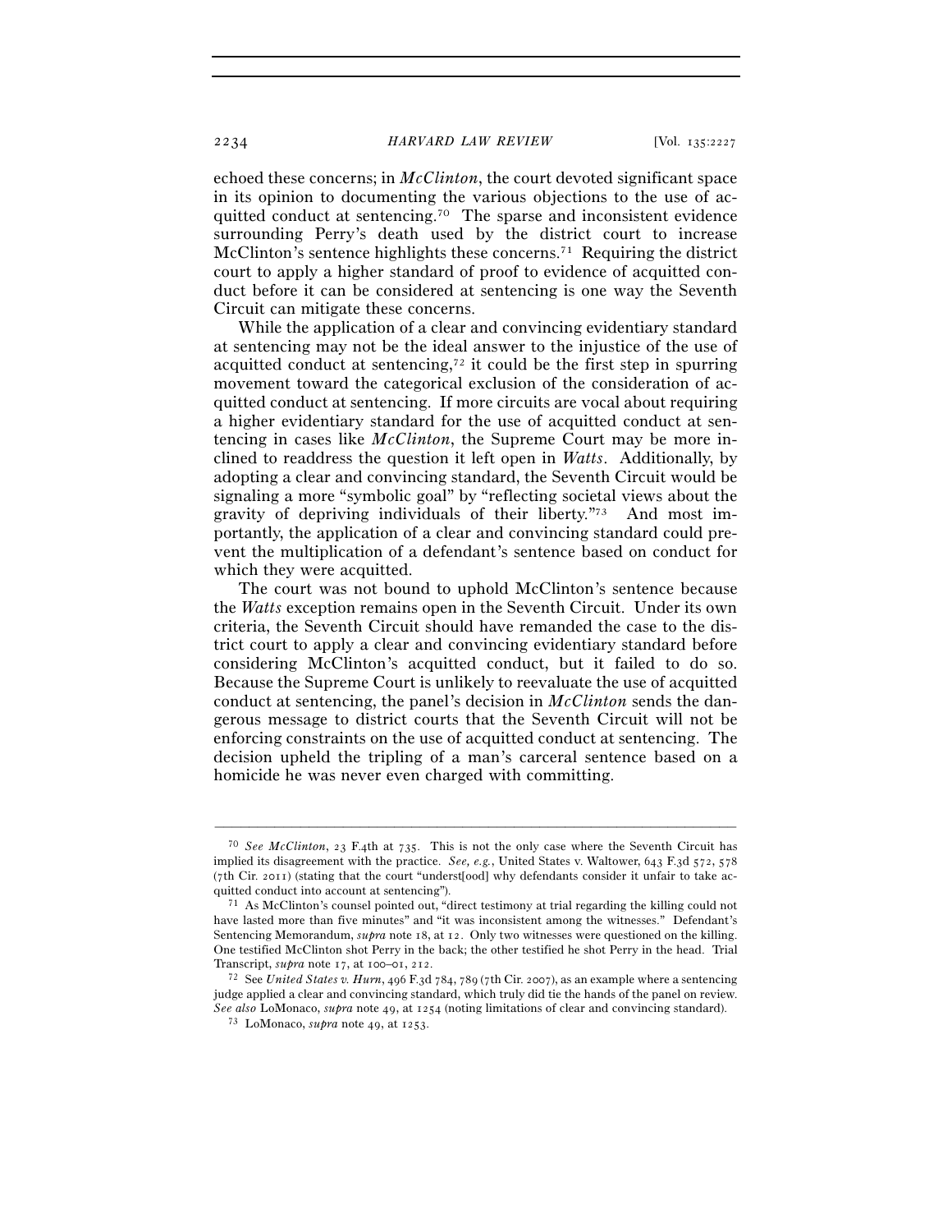echoed these concerns; in *McClinton*, the court devoted significant space in its opinion to documenting the various objections to the use of acquitted conduct at sentencing.[70] The sparse and inconsistent evidence surrounding Perry's death used by the district court to increase McClinton's sentence highlights these concerns.[71] Requiring the district court to apply a higher standard of proof to evidence of acquitted conduct before it can be considered at sentencing is one way the Seventh Circuit can mitigate these concerns.

While the application of a clear and convincing evidentiary standard at sentencing may not be the ideal answer to the injustice of the use of acquitted conduct at sentencing,[72] it could be the first step in spurring movement toward the categorical exclusion of the consideration of acquitted conduct at sentencing. If more circuits are vocal about requiring a higher evidentiary standard for the use of acquitted conduct at sentencing in cases like *McClinton*, the Supreme Court may be more inclined to readdress the question it left open in *Watts*. Additionally, by adopting a clear and convincing standard, the Seventh Circuit would be signaling a more "symbolic goal" by "reflecting societal views about the gravity of depriving individuals of their liberty."[73] And most importantly, the application of a clear and convincing standard could prevent the multiplication of a defendant's sentence based on conduct for which they were acquitted.

The court was not bound to uphold McClinton's sentence because the *Watts* exception remains open in the Seventh Circuit. Under its own criteria, the Seventh Circuit should have remanded the case to the district court to apply a clear and convincing evidentiary standard before considering McClinton's acquitted conduct, but it failed to do so. Because the Supreme Court is unlikely to reevaluate the use of acquitted conduct at sentencing, the panel's decision in *McClinton* sends the dangerous message to district courts that the Seventh Circuit will not be enforcing constraints on the use of acquitted conduct at sentencing. The decision upheld the tripling of a man's carceral sentence based on a homicide he was never even charged with committing.

---

[70] *See McClinton*, 23 F.4th at 735. This is not the only case where the Seventh Circuit has implied its disagreement with the practice. *See, e.g.*, United States v. Waltower, 643 F.3d 572, 578 (7th Cir. 2011) (stating that the court "underst[ood] why defendants consider it unfair to take acquitted conduct into account at sentencing").

[71] As McClinton's counsel pointed out, "direct testimony at trial regarding the killing could not have lasted more than five minutes" and "it was inconsistent among the witnesses." Defendant's Sentencing Memorandum, *supra* note 18, at 12. Only two witnesses were questioned on the killing. One testified McClinton shot Perry in the back; the other testified he shot Perry in the head. Trial Transcript, *supra* note 17, at 100–01, 212.

[72] See *United States v. Hurn*, 496 F.3d 784, 789 (7th Cir. 2007), as an example where a sentencing judge applied a clear and convincing standard, which truly did tie the hands of the panel on review. *See also* LoMonaco, *supra* note 49, at 1254 (noting limitations of clear and convincing standard).

[73] LoMonaco, *supra* note 49, at 1253.